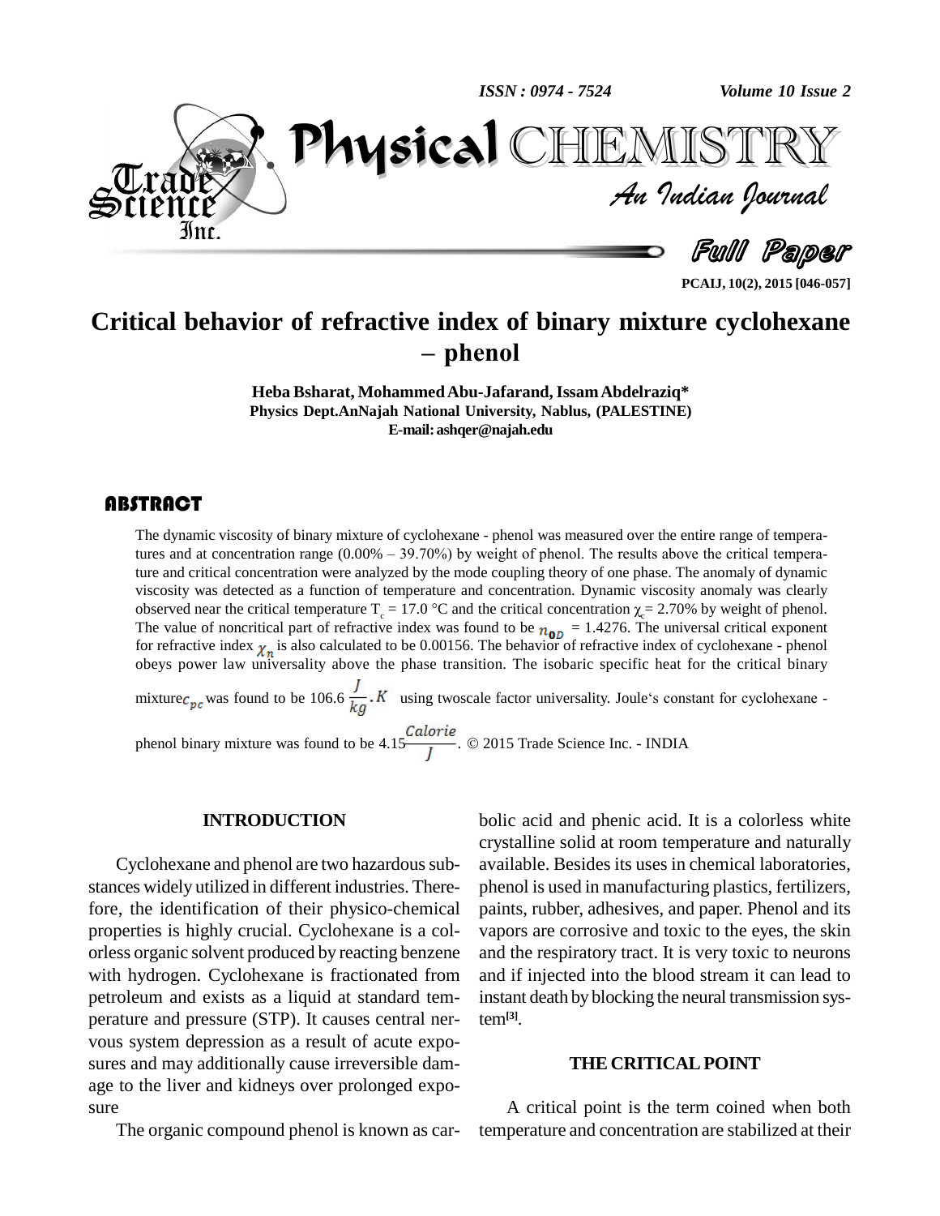# Critical behavior of refractive index of binary mixture cyclohexane – phenol

**Heba Bsharat, Mohammed Abu-Jafarand, Issam Abdelraziq***
**Physics Dept.AnNajah National University, Nablus, (PALESTINE)**
**E-mail: ashqer@najah.edu**

## ABSTRACT

The dynamic viscosity of binary mixture of cyclohexane - phenol was measured over the entire range of temperatures and at concentration range (0.00% – 39.70%) by weight of phenol. The results above the critical temperature and critical concentration were analyzed by the mode coupling theory of one phase. The anomaly of dynamic viscosity was detected as a function of temperature and concentration. Dynamic viscosity anomaly was clearly observed near the critical temperature $T_c$ = 17.0 °C and the critical concentration $\chi_c$= 2.70% by weight of phenol. The value of noncritical part of refractive index was found to be $n_{0D}$ = 1.4276. The universal critical exponent for refractive index $\chi_n$ is also calculated to be 0.00156. The behavior of refractive index of cyclohexane - phenol obeys power law universality above the phase transition. The isobaric specific heat for the critical binary mixture $c_{pc}$ was found to be 106.6 $\frac{J}{kg}.K$ using twoscale factor universality. Joule's constant for cyclohexane - phenol binary mixture was found to be 4.15$\frac{Calorie}{J}$. © 2015 Trade Science Inc. - INDIA

## INTRODUCTION

Cyclohexane and phenol are two hazardous substances widely utilized in different industries. Therefore, the identification of their physico-chemical properties is highly crucial. Cyclohexane is a colorless organic solvent produced by reacting benzene with hydrogen. Cyclohexane is fractionated from petroleum and exists as a liquid at standard temperature and pressure (STP). It causes central nervous system depression as a result of acute exposures and may additionally cause irreversible damage to the liver and kidneys over prolonged exposure

The organic compound phenol is known as carbolic acid and phenic acid. It is a colorless white crystalline solid at room temperature and naturally available. Besides its uses in chemical laboratories, phenol is used in manufacturing plastics, fertilizers, paints, rubber, adhesives, and paper. Phenol and its vapors are corrosive and toxic to the eyes, the skin and the respiratory tract. It is very toxic to neurons and if injected into the blood stream it can lead to instant death by blocking the neural transmission system[3].

## THE CRITICAL POINT

A critical point is the term coined when both temperature and concentration are stabilized at their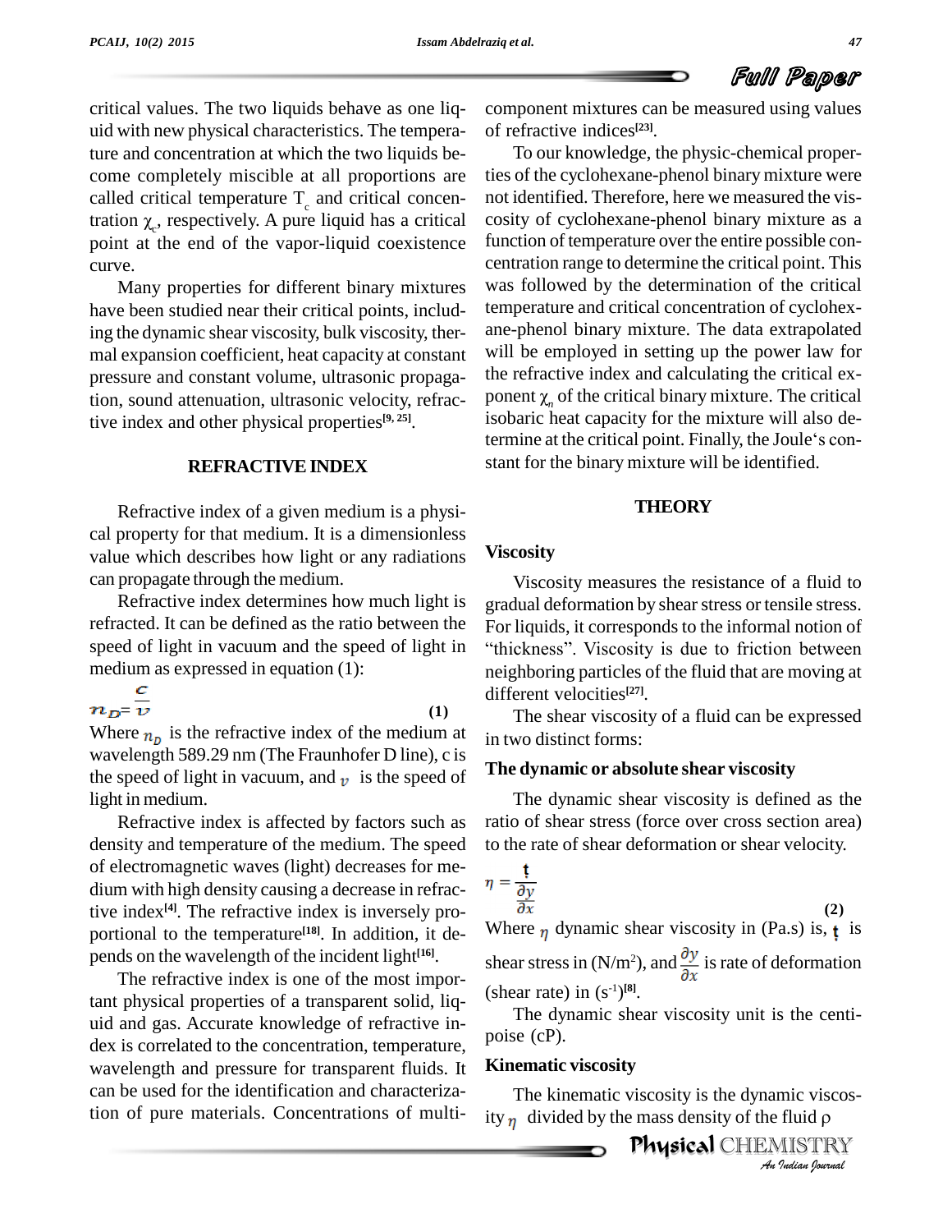critical values. The two liquids behave as one liquid with new physical characteristics. The temperature and concentration at which the two liquids become completely miscible at all proportions are called critical temperature $T_c$ and critical concentration $\chi_c$, respectively. A pure liquid has a critical point at the end of the vapor-liquid coexistence curve.

Many properties for different binary mixtures have been studied near their critical points, including the dynamic shear viscosity, bulk viscosity, thermal expansion coefficient, heat capacity at constant pressure and constant volume, ultrasonic propagation, sound attenuation, ultrasonic velocity, refractive index and other physical properties[9, 25].

## REFRACTIVE INDEX

Refractive index of a given medium is a physical property for that medium. It is a dimensionless value which describes how light or any radiations can propagate through the medium.

Refractive index determines how much light is refracted. It can be defined as the ratio between the speed of light in vacuum and the speed of light in medium as expressed in equation (1):

$$n_D = \frac{c}{v} \quad (1)$$

Where $n_D$ is the refractive index of the medium at wavelength 589.29 nm (The Fraunhofer D line), c is the speed of light in vacuum, and $v$ is the speed of light in medium.

Refractive index is affected by factors such as density and temperature of the medium. The speed of electromagnetic waves (light) decreases for medium with high density causing a decrease in refractive index[4]. The refractive index is inversely proportional to the temperature[18]. In addition, it depends on the wavelength of the incident light[16].

The refractive index is one of the most important physical properties of a transparent solid, liquid and gas. Accurate knowledge of refractive index is correlated to the concentration, temperature, wavelength and pressure for transparent fluids. It can be used for the identification and characterization of pure materials. Concentrations of multi-component mixtures can be measured using values of refractive indices[23].

To our knowledge, the physic-chemical properties of the cyclohexane-phenol binary mixture were not identified. Therefore, here we measured the viscosity of cyclohexane-phenol binary mixture as a function of temperature over the entire possible concentration range to determine the critical point. This was followed by the determination of the critical temperature and critical concentration of cyclohexane-phenol binary mixture. The data extrapolated will be employed in setting up the power law for the refractive index and calculating the critical exponent $\chi_\eta$ of the critical binary mixture. The critical isobaric heat capacity for the mixture will also determine at the critical point. Finally, the Joule's constant for the binary mixture will be identified.

## THEORY

### Viscosity

Viscosity measures the resistance of a fluid to gradual deformation by shear stress or tensile stress. For liquids, it corresponds to the informal notion of "thickness". Viscosity is due to friction between neighboring particles of the fluid that are moving at different velocities[27].

The shear viscosity of a fluid can be expressed in two distinct forms:

### The dynamic or absolute shear viscosity

The dynamic shear viscosity is defined as the ratio of shear stress (force over cross section area) to the rate of shear deformation or shear velocity.

$$\eta = \frac{t}{\frac{\partial y}{\partial x}} \quad (2)$$

Where $\eta$ dynamic shear viscosity in (Pa.s) is, $t$ is shear stress in (N/m$^2$), and $\frac{\partial y}{\partial x}$ is rate of deformation (shear rate) in (s$^{-1}$)[8].

The dynamic shear viscosity unit is the centipoise (cP).

### Kinematic viscosity

The kinematic viscosity is the dynamic viscosity $\eta$ divided by the mass density of the fluid $\rho$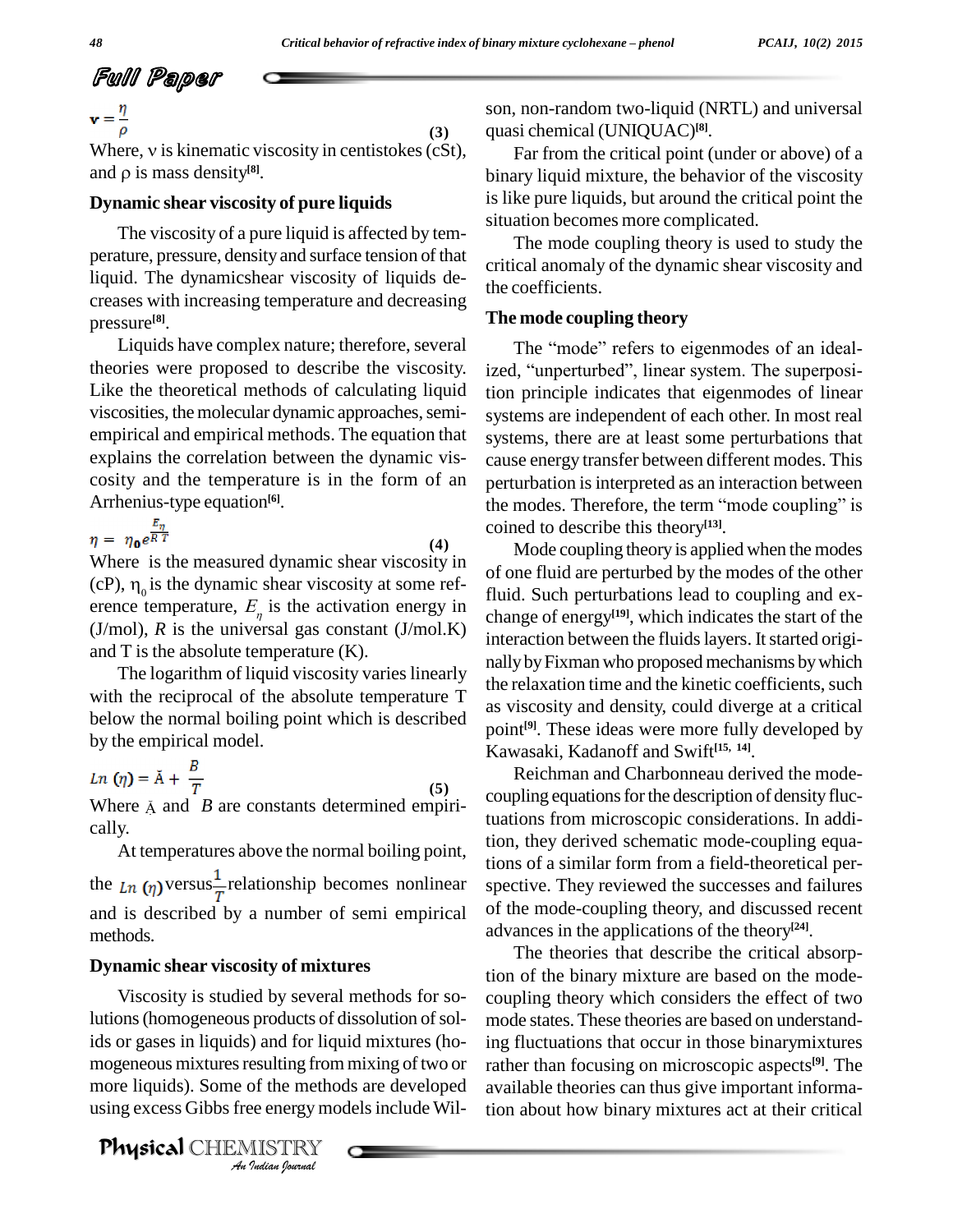$$v = \frac{\eta}{\rho} \quad (3)$$

Where, ν is kinematic viscosity in centistokes (cSt), and ρ is mass density[8].

### Dynamic shear viscosity of pure liquids

The viscosity of a pure liquid is affected by temperature, pressure, density and surface tension of that liquid. The dynamicshear viscosity of liquids decreases with increasing temperature and decreasing pressure[8].

Liquids have complex nature; therefore, several theories were proposed to describe the viscosity. Like the theoretical methods of calculating liquid viscosities, the molecular dynamic approaches, semi-empirical and empirical methods. The equation that explains the correlation between the dynamic viscosity and the temperature is in the form of an Arrhenius-type equation[6].

$$\eta = \eta_0 e^{\frac{E_\eta}{RT}} \quad (4)$$

Where is the measured dynamic shear viscosity in (cP), $\eta_0$ is the dynamic shear viscosity at some reference temperature, $E_\eta$ is the activation energy in (J/mol), $R$ is the universal gas constant (J/mol.K) and T is the absolute temperature (K).

The logarithm of liquid viscosity varies linearly with the reciprocal of the absolute temperature T below the normal boiling point which is described by the empirical model.

$$Ln\,(\eta) = \breve{A} + \frac{B}{T} \quad (5)$$

Where $\breve{A}$ and $B$ are constants determined empirically.

At temperatures above the normal boiling point, the $Ln\,(\eta)$ versus $\frac{1}{T}$ relationship becomes nonlinear and is described by a number of semi empirical methods.

### Dynamic shear viscosity of mixtures

Viscosity is studied by several methods for solutions (homogeneous products of dissolution of solids or gases in liquids) and for liquid mixtures (homogeneous mixtures resulting from mixing of two or more liquids). Some of the methods are developed using excess Gibbs free energy models include Wilson, non-random two-liquid (NRTL) and universal quasi chemical (UNIQUAC)[8].

Far from the critical point (under or above) of a binary liquid mixture, the behavior of the viscosity is like pure liquids, but around the critical point the situation becomes more complicated.

The mode coupling theory is used to study the critical anomaly of the dynamic shear viscosity and the coefficients.

### The mode coupling theory

The "mode" refers to eigenmodes of an idealized, "unperturbed", linear system. The superposition principle indicates that eigenmodes of linear systems are independent of each other. In most real systems, there are at least some perturbations that cause energy transfer between different modes. This perturbation is interpreted as an interaction between the modes. Therefore, the term "mode coupling" is coined to describe this theory[13].

Mode coupling theory is applied when the modes of one fluid are perturbed by the modes of the other fluid. Such perturbations lead to coupling and exchange of energy[19], which indicates the start of the interaction between the fluids layers. It started originally by Fixman who proposed mechanisms by which the relaxation time and the kinetic coefficients, such as viscosity and density, could diverge at a critical point[9]. These ideas were more fully developed by Kawasaki, Kadanoff and Swift[15, 14].

Reichman and Charbonneau derived the mode-coupling equations for the description of density fluctuations from microscopic considerations. In addition, they derived schematic mode-coupling equations of a similar form from a field-theoretical perspective. They reviewed the successes and failures of the mode-coupling theory, and discussed recent advances in the applications of the theory[24].

The theories that describe the critical absorption of the binary mixture are based on the mode-coupling theory which considers the effect of two mode states. These theories are based on understanding fluctuations that occur in those binarymixtures rather than focusing on microscopic aspects[9]. The available theories can thus give important information about how binary mixtures act at their critical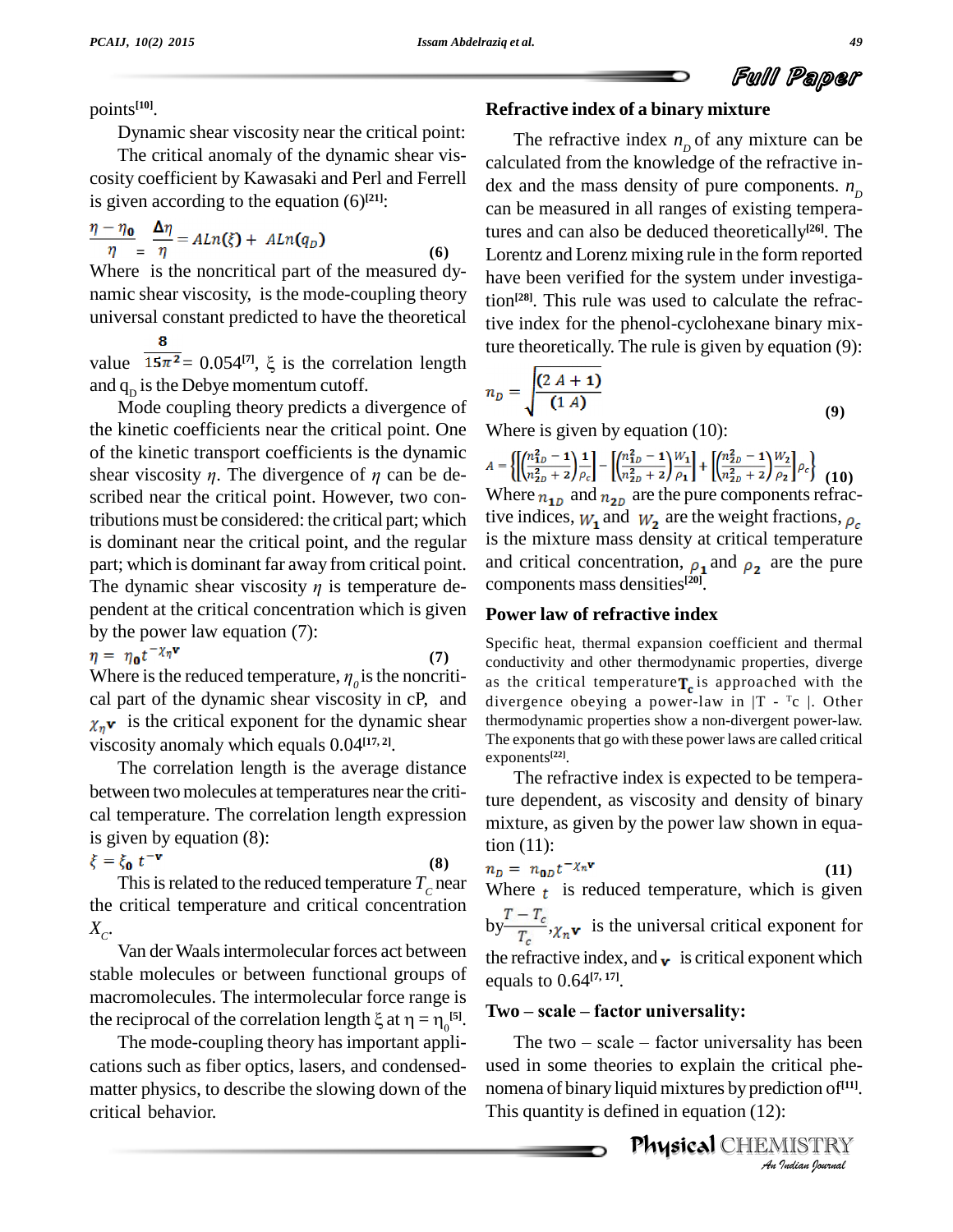points[10].

Dynamic shear viscosity near the critical point:

The critical anomaly of the dynamic shear viscosity coefficient by Kawasaki and Perl and Ferrell is given according to the equation (6)[21]:

$$\frac{\eta - \eta_0}{\eta} = \frac{\Delta\eta}{\eta} = ALn(\xi) + ALn(q_D) \quad \textbf{(6)}$$

Where is the noncritical part of the measured dynamic shear viscosity, is the mode-coupling theory universal constant predicted to have the theoretical value $\frac{8}{15\pi^2} = 0.054$[7], $\xi$ is the correlation length and $q_D$ is the Debye momentum cutoff.

Mode coupling theory predicts a divergence of the kinetic coefficients near the critical point. One of the kinetic transport coefficients is the dynamic shear viscosity $\eta$. The divergence of $\eta$ can be described near the critical point. However, two contributions must be considered: the critical part; which is dominant near the critical point, and the regular part; which is dominant far away from critical point. The dynamic shear viscosity $\eta$ is temperature dependent at the critical concentration which is given by the power law equation (7):

$$\eta = \eta_0 t^{-\chi_\eta \mathbf{v}} \quad \textbf{(7)}$$

Where is the reduced temperature, $\eta_0$ is the noncritical part of the dynamic shear viscosity in cP, and $\chi_\eta \mathbf{v}$ is the critical exponent for the dynamic shear viscosity anomaly which equals 0.04[17, 2].

The correlation length is the average distance between two molecules at temperatures near the critical temperature. The correlation length expression is given by equation (8):

$$\xi = \xi_0 \, t^{-\mathbf{v}} \quad \textbf{(8)}$$

This is related to the reduced temperature $T_C$ near the critical temperature and critical concentration $X_C$.

Van der Waals intermolecular forces act between stable molecules or between functional groups of macromolecules. The intermolecular force range is the reciprocal of the correlation length $\xi$ at $\eta = \eta_0$[5].

The mode-coupling theory has important applications such as fiber optics, lasers, and condensed-matter physics, to describe the slowing down of the critical behavior.

## Refractive index of a binary mixture

The refractive index $n_D$ of any mixture can be calculated from the knowledge of the refractive index and the mass density of pure components. $n_D$ can be measured in all ranges of existing temperatures and can also be deduced theoretically[26]. The Lorentz and Lorenz mixing rule in the form reported have been verified for the system under investigation[28]. This rule was used to calculate the refractive index for the phenol-cyclohexane binary mixture theoretically. The rule is given by equation (9):

$$n_D = \sqrt{\frac{(2\,A + 1)}{(1\,A)}} \quad \textbf{(9)}$$

Where is given by equation (10):

$$A = \left\{ \left[ \left( \frac{n_{1D}^2 - 1}{n_{2D}^2 + 2} \right) \frac{1}{\rho_c} \right] - \left[ \left( \frac{n_{1D}^2 - 1}{n_{2D}^2 + 2} \right) \frac{W_1}{\rho_1} \right] + \left[ \left( \frac{n_{2D}^2 - 1}{n_{2D}^2 + 2} \right) \frac{W_2}{\rho_2} \right] \rho_c \right\} \quad \textbf{(10)}$$

Where $n_{1D}$ and $n_{2D}$ are the pure components refractive indices, $W_1$ and $W_2$ are the weight fractions, $\rho_c$ is the mixture mass density at critical temperature and critical concentration, $\rho_1$ and $\rho_2$ are the pure components mass densities[20].

## Power law of refractive index

Specific heat, thermal expansion coefficient and thermal conductivity and other thermodynamic properties, diverge as the critical temperature $\mathbf{T_c}$ is approached with the divergence obeying a power-law in |T - Tc |. Other thermodynamic properties show a non-divergent power-law. The exponents that go with these power laws are called critical exponents[22].

The refractive index is expected to be temperature dependent, as viscosity and density of binary mixture, as given by the power law shown in equation (11):

$$n_D = n_{0D} t^{-\chi_n \mathbf{v}} \quad \textbf{(11)}$$

Where $t$ is reduced temperature, which is given by $\frac{T - T_c}{T_c}$, $\chi_n \mathbf{v}$ is the universal critical exponent for the refractive index, and $\mathbf{v}$ is critical exponent which equals to 0.64[7, 17].

## Two – scale – factor universality:

The two – scale – factor universality has been used in some theories to explain the critical phenomena of binary liquid mixtures by prediction of[11]. This quantity is defined in equation (12):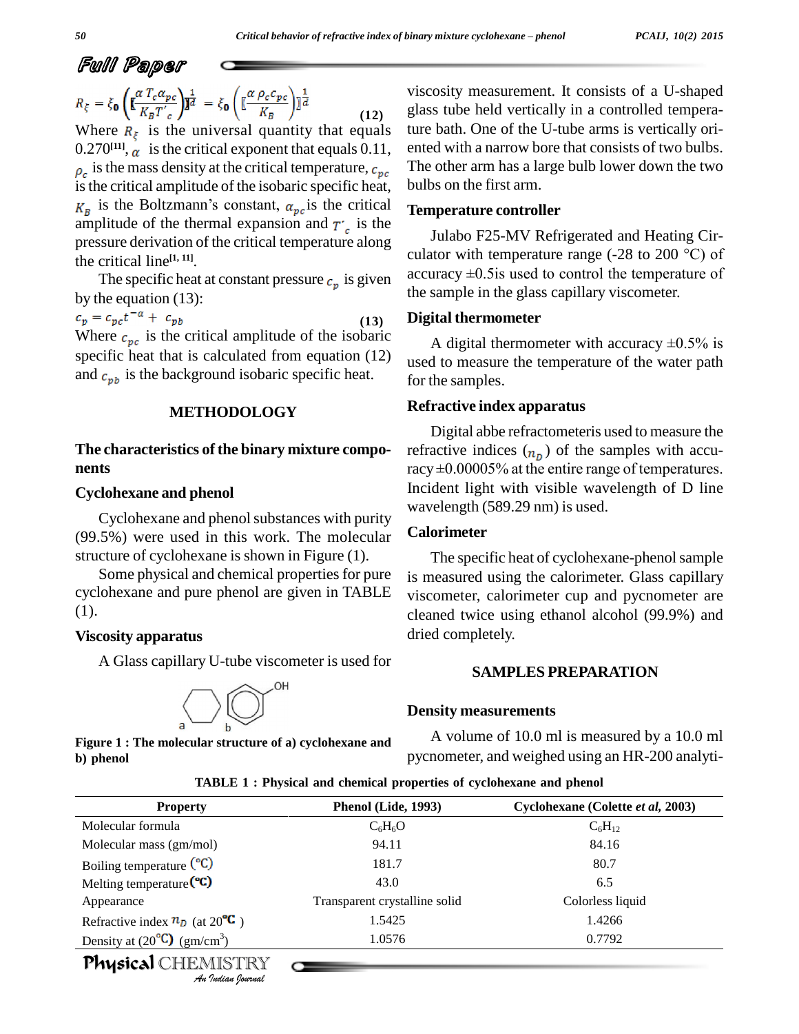$$R_\xi = \xi_0 \left( \left[ \frac{\alpha\, T_c \alpha_{pc}}{K_B T'_c} \right] \right)^{\frac{1}{d}} = \xi_0 \left( \left[ \frac{\alpha\, \rho_c c_{pc}}{K_B} \right] \right)^{\frac{1}{d}} \quad (12)$$

Where $R_\xi$ is the universal quantity that equals 0.270[11], $\alpha$ is the critical exponent that equals 0.11, $\rho_c$ is the mass density at the critical temperature, $c_{pc}$ is the critical amplitude of the isobaric specific heat, $K_B$ is the Boltzmann's constant, $\alpha_{pc}$ is the critical amplitude of the thermal expansion and $T'_c$ is the pressure derivation of the critical temperature along the critical line[1, 11].

The specific heat at constant pressure $c_p$ is given by the equation (13):

$$c_p = c_{pc} t^{-\alpha} + c_{pb} \quad (13)$$

Where $c_{pc}$ is the critical amplitude of the isobaric specific heat that is calculated from equation (12) and $c_{pb}$ is the background isobaric specific heat.

## METHODOLOGY

### The characteristics of the binary mixture components

### Cyclohexane and phenol

Cyclohexane and phenol substances with purity (99.5%) were used in this work. The molecular structure of cyclohexane is shown in Figure (1).

Some physical and chemical properties for pure cyclohexane and pure phenol are given in TABLE (1).

### Viscosity apparatus

A Glass capillary U-tube viscometer is used for viscosity measurement. It consists of a U-shaped glass tube held vertically in a controlled temperature bath. One of the U-tube arms is vertically oriented with a narrow bore that consists of two bulbs. The other arm has a large bulb lower down the two bulbs on the first arm.

**Figure 1 : The molecular structure of a) cyclohexane and b) phenol**

### Temperature controller

Julabo F25-MV Refrigerated and Heating Circulator with temperature range (-28 to 200 °C) of accuracy ±0.5is used to control the temperature of the sample in the glass capillary viscometer.

### Digital thermometer

A digital thermometer with accuracy ±0.5% is used to measure the temperature of the water path for the samples.

### Refractive index apparatus

Digital abbe refractometeris used to measure the refractive indices ($n_D$) of the samples with accuracy ±0.00005% at the entire range of temperatures. Incident light with visible wavelength of D line wavelength (589.29 nm) is used.

### Calorimeter

The specific heat of cyclohexane-phenol sample is measured using the calorimeter. Glass capillary viscometer, calorimeter cup and pycnometer are cleaned twice using ethanol alcohol (99.9%) and dried completely.

## SAMPLES PREPARATION

### Density measurements

A volume of 10.0 ml is measured by a 10.0 ml pycnometer, and weighed using an HR-200 analyti-

**TABLE 1 : Physical and chemical properties of cyclohexane and phenol**

| Property | Phenol (Lide, 1993) | Cyclohexane (Colette *et al*, 2003) |
|---|---|---|
| Molecular formula | $C_6H_6O$ | $C_6H_{12}$ |
| Molecular mass (gm/mol) | 94.11 | 84.16 |
| Boiling temperature (°C) | 181.7 | 80.7 |
| Melting temperature(°C) | 43.0 | 6.5 |
| Appearance | Transparent crystalline solid | Colorless liquid |
| Refractive index $n_D$ (at 20°C ) | 1.5425 | 1.4266 |
| Density at (20°C) (gm/cm³) | 1.0576 | 0.7792 |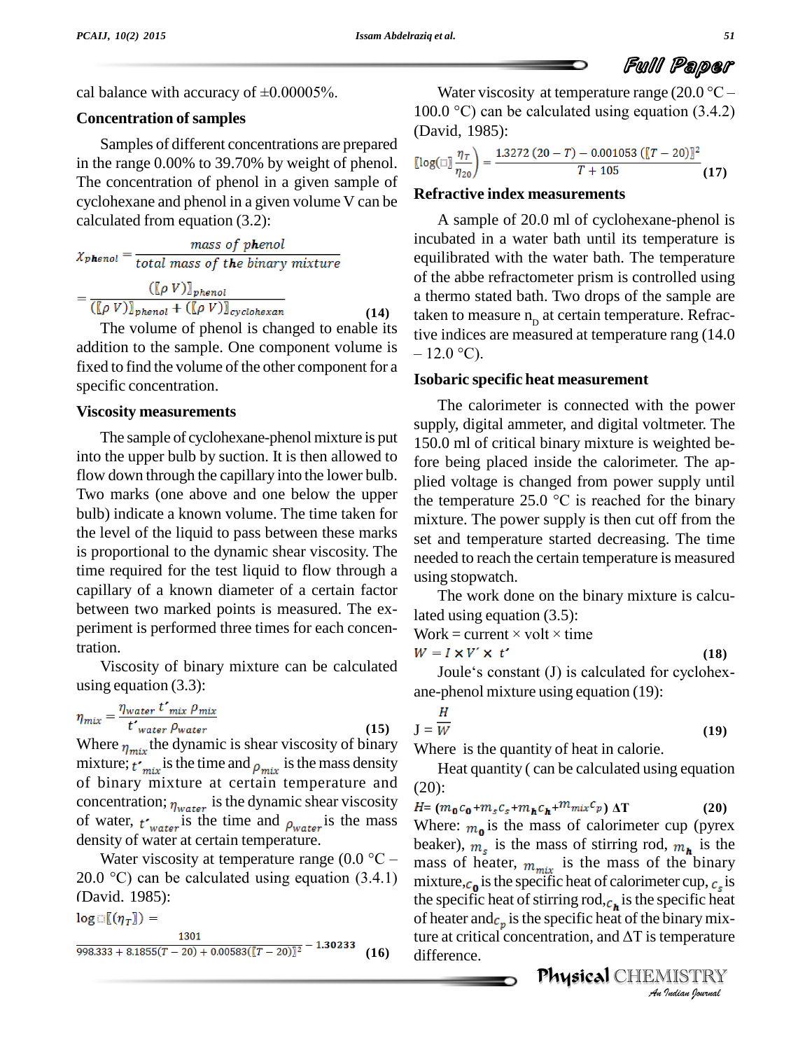cal balance with accuracy of ±0.00005%.

### Concentration of samples

Samples of different concentrations are prepared in the range 0.00% to 39.70% by weight of phenol. The concentration of phenol in a given sample of cyclohexane and phenol in a given volume V can be calculated from equation (3.2):

$$x_{phenol} = \frac{mass\ of\ phenol}{total\ mass\ of\ the\ binary\ mixture}$$

$$= \frac{([\rho\ V)]_{phenol}}{([\rho\ V)]_{phenol} + ([\rho\ V)]_{cyclohexan}} \quad (14)$$

The volume of phenol is changed to enable its addition to the sample. One component volume is fixed to find the volume of the other component for a specific concentration.

### Viscosity measurements

The sample of cyclohexane-phenol mixture is put into the upper bulb by suction. It is then allowed to flow down through the capillary into the lower bulb. Two marks (one above and one below the upper bulb) indicate a known volume. The time taken for the level of the liquid to pass between these marks is proportional to the dynamic shear viscosity. The time required for the test liquid to flow through a capillary of a known diameter of a certain factor between two marked points is measured. The experiment is performed three times for each concentration.

Viscosity of binary mixture can be calculated using equation (3.3):

$$\eta_{mix} = \frac{\eta_{water}\ t'_{mix}\ \rho_{mix}}{t'_{water}\ \rho_{water}} \quad (15)$$

Where $\eta_{mix}$ the dynamic is shear viscosity of binary mixture; $t'_{mix}$ is the time and $\rho_{mix}$ is the mass density of binary mixture at certain temperature and concentration; $\eta_{water}$ is the dynamic shear viscosity of water, $t'_{water}$ is the time and $\rho_{water}$ is the mass density of water at certain temperature.

Water viscosity at temperature range (0.0 °C – 20.0 °C) can be calculated using equation (3.4.1) (David. 1985):

$$\log[(\eta_T)] = \frac{1301}{998.333 + 8.1855(T-20) + 0.00583([T-20)]^2} - 1.30233 \quad (16)$$

Water viscosity at temperature range (20.0 °C – 100.0 °C) can be calculated using equation (3.4.2) (David, 1985):

$$[\log(\ ] \frac{\eta_T}{\eta_{20}}) = \frac{1.3272\ (20-T) - 0.001053\ ([T-20)]^2}{T+105} \quad (17)$$

### Refractive index measurements

A sample of 20.0 ml of cyclohexane-phenol is incubated in a water bath until its temperature is equilibrated with the water bath. The temperature of the abbe refractometer prism is controlled using a thermo stated bath. Two drops of the sample are taken to measure $n_D$ at certain temperature. Refractive indices are measured at temperature rang (14.0 – 12.0 °C).

### Isobaric specific heat measurement

The calorimeter is connected with the power supply, digital ammeter, and digital voltmeter. The 150.0 ml of critical binary mixture is weighted before being placed inside the calorimeter. The applied voltage is changed from power supply until the temperature 25.0 °C is reached for the binary mixture. The power supply is then cut off from the set and temperature started decreasing. The time needed to reach the certain temperature is measured using stopwatch.

The work done on the binary mixture is calculated using equation (3.5):

Work = current × volt × time

$$W = I \times V' \times t' \quad (18)$$

Joule's constant (J) is calculated for cyclohexane-phenol mixture using equation (19):

$$J = \frac{H}{W} \quad (19)$$

Where is the quantity of heat in calorie.

Heat quantity ( can be calculated using equation (20):

$$H = (m_0 c_0 + m_s c_s + m_h c_h + m_{mix} c_p)\ \Delta T \quad (20)$$

Where: $m_0$ is the mass of calorimeter cup (pyrex beaker), $m_s$ is the mass of stirring rod, $m_h$ is the mass of heater, $m_{mix}$ is the mass of the binary mixture, $c_0$ is the specific heat of calorimeter cup, $c_s$ is the specific heat of stirring rod, $c_h$ is the specific heat of heater and $c_p$ is the specific heat of the binary mixture at critical concentration, and ΔT is temperature difference.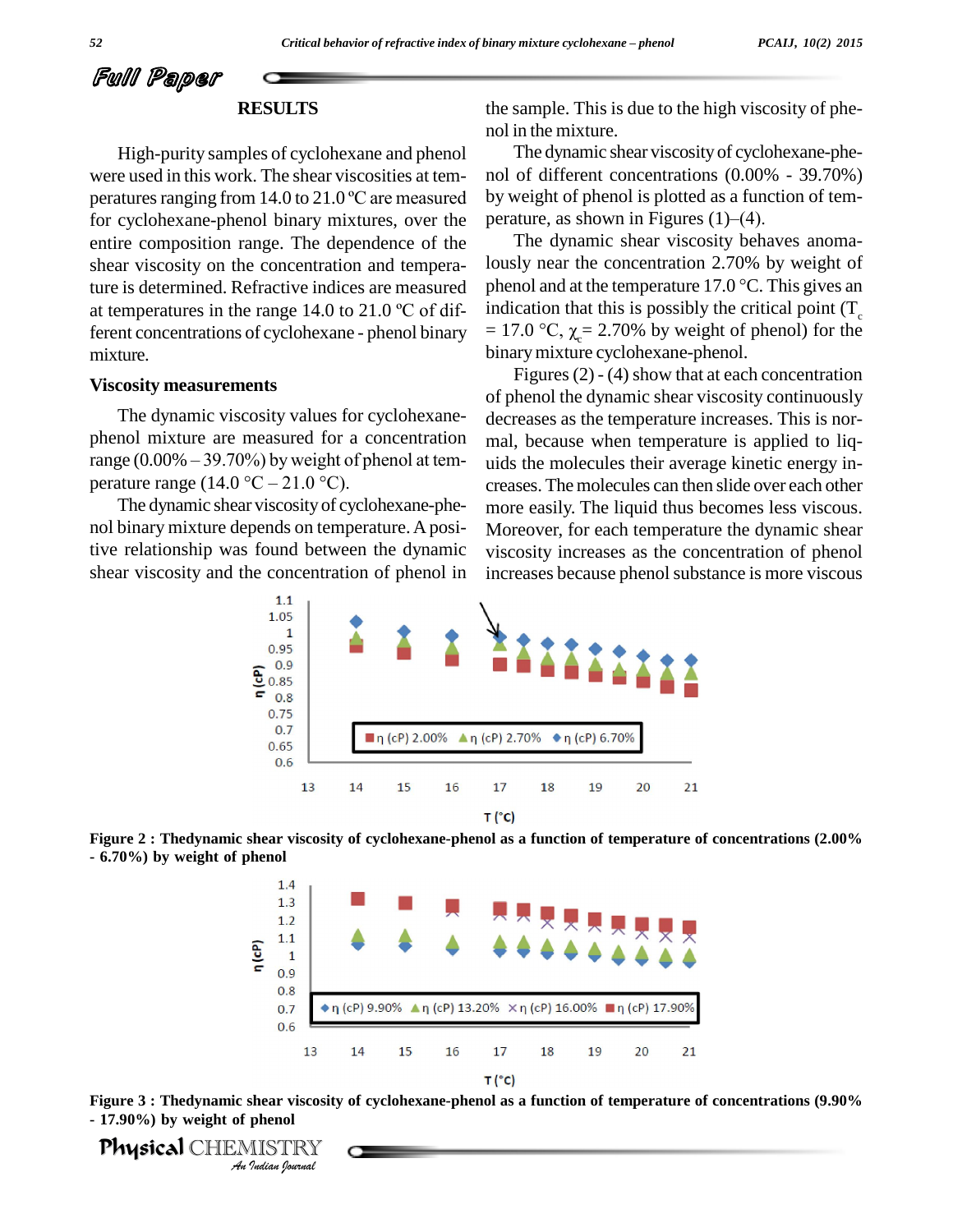## RESULTS

High-purity samples of cyclohexane and phenol were used in this work. The shear viscosities at temperatures ranging from 14.0 to 21.0 ºC are measured for cyclohexane-phenol binary mixtures, over the entire composition range. The dependence of the shear viscosity on the concentration and temperature is determined. Refractive indices are measured at temperatures in the range 14.0 to 21.0 ºC of different concentrations of cyclohexane - phenol binary mixture.

### Viscosity measurements

The dynamic viscosity values for cyclohexane-phenol mixture are measured for a concentration range (0.00% – 39.70%) by weight of phenol at temperature range (14.0 °C – 21.0 °C).

The dynamic shear viscosity of cyclohexane-phenol binary mixture depends on temperature. A positive relationship was found between the dynamic shear viscosity and the concentration of phenol in the sample. This is due to the high viscosity of phenol in the mixture.

The dynamic shear viscosity of cyclohexane-phenol of different concentrations (0.00% - 39.70%) by weight of phenol is plotted as a function of temperature, as shown in Figures (1)–(4).

The dynamic shear viscosity behaves anomalously near the concentration 2.70% by weight of phenol and at the temperature 17.0 °C. This gives an indication that this is possibly the critical point ($T_c$ = 17.0 °C, $\chi_c$= 2.70% by weight of phenol) for the binary mixture cyclohexane-phenol.

Figures (2) - (4) show that at each concentration of phenol the dynamic shear viscosity continuously decreases as the temperature increases. This is normal, because when temperature is applied to liquids the molecules their average kinetic energy increases. The molecules can then slide over each other more easily. The liquid thus becomes less viscous. Moreover, for each temperature the dynamic shear viscosity increases as the concentration of phenol increases because phenol substance is more viscous

**Figure 2 : Thedynamic shear viscosity of cyclohexane-phenol as a function of temperature of concentrations (2.00% - 6.70%) by weight of phenol**

**Figure 3 : Thedynamic shear viscosity of cyclohexane-phenol as a function of temperature of concentrations (9.90% - 17.90%) by weight of phenol**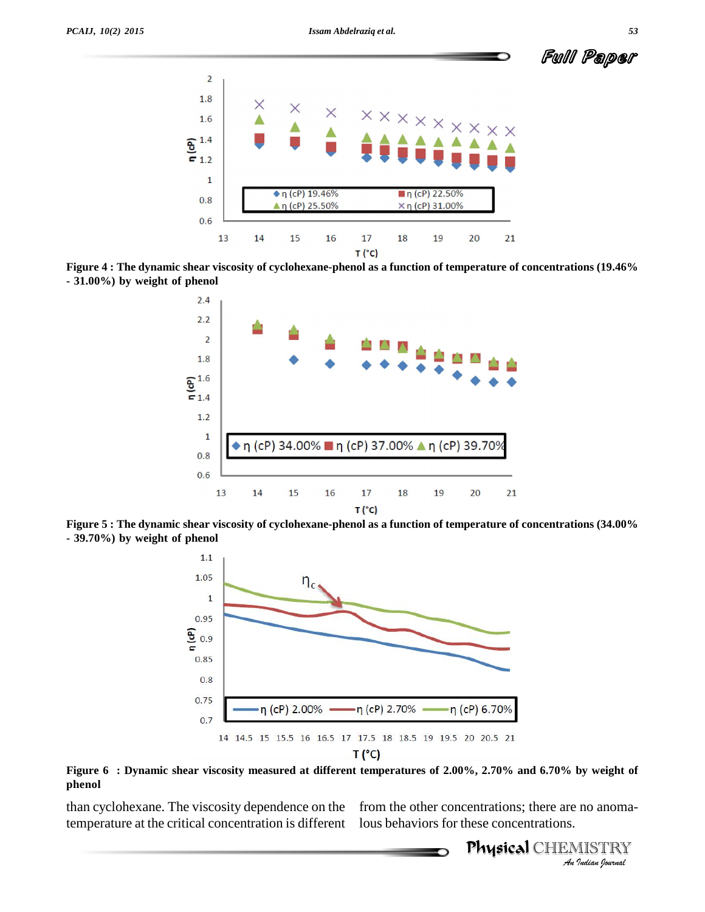Figure 4 : The dynamic shear viscosity of cyclohexane-phenol as a function of temperature of concentrations (19.46% - 31.00%) by weight of phenol

Figure 5 : The dynamic shear viscosity of cyclohexane-phenol as a function of temperature of concentrations (34.00% - 39.70%) by weight of phenol

Figure 6 : Dynamic shear viscosity measured at different temperatures of 2.00%, 2.70% and 6.70% by weight of phenol

than cyclohexane. The viscosity dependence on the temperature at the critical concentration is different from the other concentrations; there are no anomalous behaviors for these concentrations.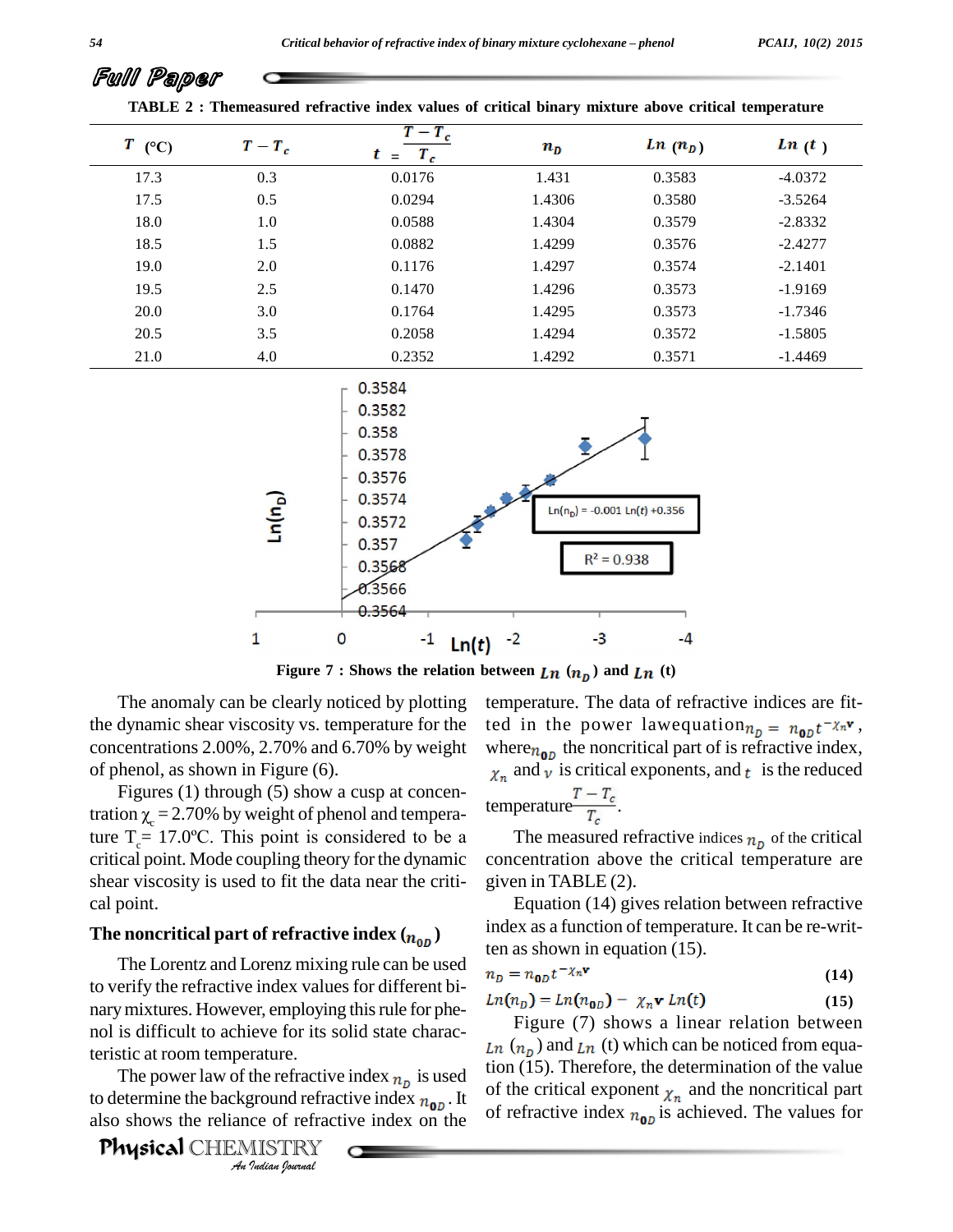TABLE 2 : Themeasured refractive index values of critical binary mixture above critical temperature

| $T$ (°C) | $T - T_c$ | $t = \frac{T - T_c}{T_c}$ | $n_D$ | $Ln\ (n_D)$ | $Ln\ (t)$ |
|---|---|---|---|---|---|
| 17.3 | 0.3 | 0.0176 | 1.431 | 0.3583 | -4.0372 |
| 17.5 | 0.5 | 0.0294 | 1.4306 | 0.3580 | -3.5264 |
| 18.0 | 1.0 | 0.0588 | 1.4304 | 0.3579 | -2.8332 |
| 18.5 | 1.5 | 0.0882 | 1.4299 | 0.3576 | -2.4277 |
| 19.0 | 2.0 | 0.1176 | 1.4297 | 0.3574 | -2.1401 |
| 19.5 | 2.5 | 0.1470 | 1.4296 | 0.3573 | -1.9169 |
| 20.0 | 3.0 | 0.1764 | 1.4295 | 0.3573 | -1.7346 |
| 20.5 | 3.5 | 0.2058 | 1.4294 | 0.3572 | -1.5805 |
| 21.0 | 4.0 | 0.2352 | 1.4292 | 0.3571 | -1.4469 |

Figure 7 : Shows the relation between $Ln\ (n_D)$ and $Ln$ (t)

The anomaly can be clearly noticed by plotting the dynamic shear viscosity vs. temperature for the concentrations 2.00%, 2.70% and 6.70% by weight of phenol, as shown in Figure (6).

Figures (1) through (5) show a cusp at concentration $\chi_c$ = 2.70% by weight of phenol and temperature $T_c$ = 17.0ºC. This point is considered to be a critical point. Mode coupling theory for the dynamic shear viscosity is used to fit the data near the critical point.

## The noncritical part of refractive index ($n_{0D}$)

The Lorentz and Lorenz mixing rule can be used to verify the refractive index values for different binary mixtures. However, employing this rule for phenol is difficult to achieve for its solid state characteristic at room temperature.

The power law of the refractive index $n_D$ is used to determine the background refractive index $n_{0D}$. It also shows the reliance of refractive index on the temperature. The data of refractive indices are fitted in the power lawequation $n_D = n_{0D} t^{-\chi_n \mathbf{v}}$, where $n_{0D}$ the noncritical part of is refractive index, $\chi_n$ and $v$ is critical exponents, and $t$ is the reduced temperature $\frac{T - T_c}{T_c}$.

The measured refractive indices $n_D$ of the critical concentration above the critical temperature are given in TABLE (2).

Equation (14) gives relation between refractive index as a function of temperature. It can be re-written as shown in equation (15).

$$n_D = n_{0D} t^{-\chi_n \mathbf{v}} \quad (14)$$

$$Ln(n_D) = Ln(n_{0D}) - \chi_n \mathbf{v}\ Ln(t) \quad (15)$$

Figure (7) shows a linear relation between $Ln\ (n_D)$ and $Ln$ (t) which can be noticed from equation (15). Therefore, the determination of the value of the critical exponent $\chi_n$ and the noncritical part of refractive index $n_{0D}$ is achieved. The values for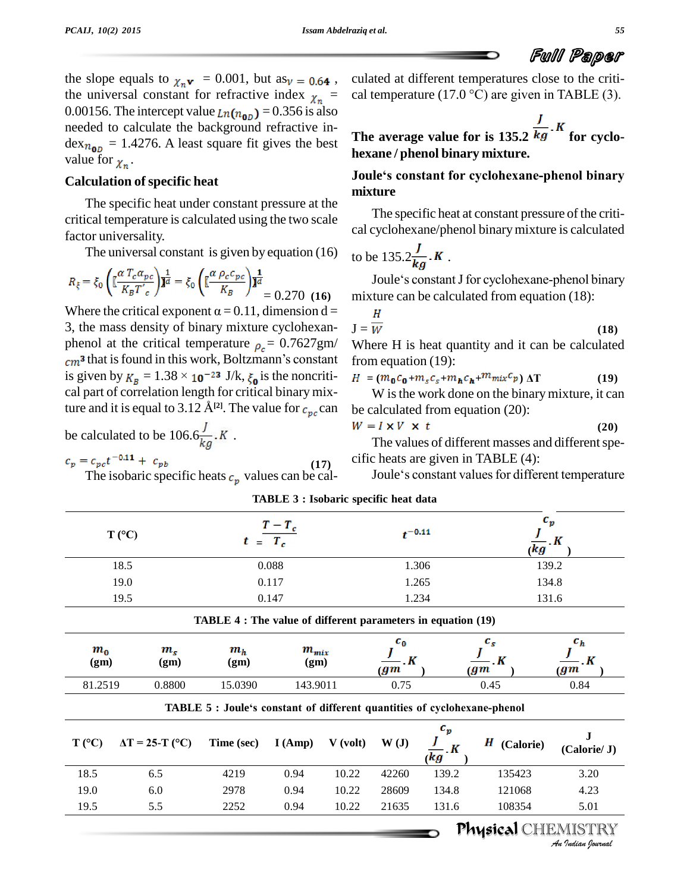the slope equals to $\chi_n \mathbf{v}$ = 0.001, but as $v = 0.64$, the universal constant for refractive index $\chi_n$ = 0.00156. The intercept value $Ln(n_{0D})$ = 0.356 is also needed to calculate the background refractive index $n_{0D}$ = 1.4276. A least square fit gives the best value for $\chi_n$.

### Calculation of specific heat

The specific heat under constant pressure at the critical temperature is calculated using the two scale factor universality.

The universal constant is given by equation (16)

$$R_\xi = \xi_0 \left( [\frac{\alpha\, T_c \alpha_{pc}}{K_B T'_c}] ^{\frac{1}{d}} \right) = \xi_0 \left( [\frac{\alpha\, \rho_c c_{pc}}{K_B}] ^{\frac{1}{d}} \right) = 0.270 \quad \textbf{(16)}$$

Where the critical exponent α = 0.11, dimension d = 3, the mass density of binary mixture cyclohexan-phenol at the critical temperature $\rho_c$ = 0.7627gm/$cm^3$ that is found in this work, Boltzmann's constant is given by $K_B = 1.38 \times 10^{-23}$ J/k, $\xi_0$ is the noncritical part of correlation length for critical binary mixture and it is equal to 3.12 Å[2]. The value for $c_{pc}$ can be calculated to be 106.6$\frac{J}{kg}.K$ .

$$c_p = c_{pc} t^{-0.11} + c_{pb} \quad \textbf{(17)}$$

The isobaric specific heats $c_p$ values can be calculated at different temperatures close to the critical temperature (17.0 °C) are given in TABLE (3).

**The average value for is 135.2 $\frac{J}{kg}.K$ for cyclohexane / phenol binary mixture.**

### Joule's constant for cyclohexane-phenol binary mixture

The specific heat at constant pressure of the critical cyclohexane/phenol binary mixture is calculated to be 135.2$\frac{J}{kg}.K$ .

Joule's constant J for cyclohexane-phenol binary mixture can be calculated from equation (18):

$$J = \frac{H}{W} \quad \textbf{(18)}$$

Where H is heat quantity and it can be calculated from equation (19):

$$H = (m_0 c_0 + m_s c_s + m_h c_h + m_{mix} c_p)\, \Delta T \quad \textbf{(19)}$$

W is the work done on the binary mixture, it can be calculated from equation (20):

$$W = I \times V \times t \quad \textbf{(20)}$$

The values of different masses and different specific heats are given in TABLE (4):

Joule's constant values for different temperature

**TABLE 3 : Isobaric specific heat data**

| T (°C) | $t = \frac{T - T_c}{T_c}$ | $t^{-0.11}$ | $c_p$ ($\frac{J}{kg}.K$) |
|---|---|---|---|
| 18.5 | 0.088 | 1.306 | 139.2 |
| 19.0 | 0.117 | 1.265 | 134.8 |
| 19.5 | 0.147 | 1.234 | 131.6 |

**TABLE 4 : The value of different parameters in equation (19)**

| $m_0$ (gm) | $m_s$ (gm) | $m_h$ (gm) | $m_{mix}$ (gm) | $c_0$ ($\frac{J}{gm}.K$) | $c_s$ ($\frac{J}{gm}.K$) | $c_h$ ($\frac{J}{gm}.K$) |
|---|---|---|---|---|---|---|
| 81.2519 | 0.8800 | 15.0390 | 143.9011 | 0.75 | 0.45 | 0.84 |

**TABLE 5 : Joule's constant of different quantities of cyclohexane-phenol**

| T (°C) | ΔT = 25-T (°C) | Time (sec) | I (Amp) | V (volt) | W (J) | $c_p$ ($\frac{J}{kg}.K$) | $H$ (Calorie) | J (Calorie/ J) |
|---|---|---|---|---|---|---|---|---|
| 18.5 | 6.5 | 4219 | 0.94 | 10.22 | 42260 | 139.2 | 135423 | 3.20 |
| 19.0 | 6.0 | 2978 | 0.94 | 10.22 | 28609 | 134.8 | 121068 | 4.23 |
| 19.5 | 5.5 | 2252 | 0.94 | 10.22 | 21635 | 131.6 | 108354 | 5.01 |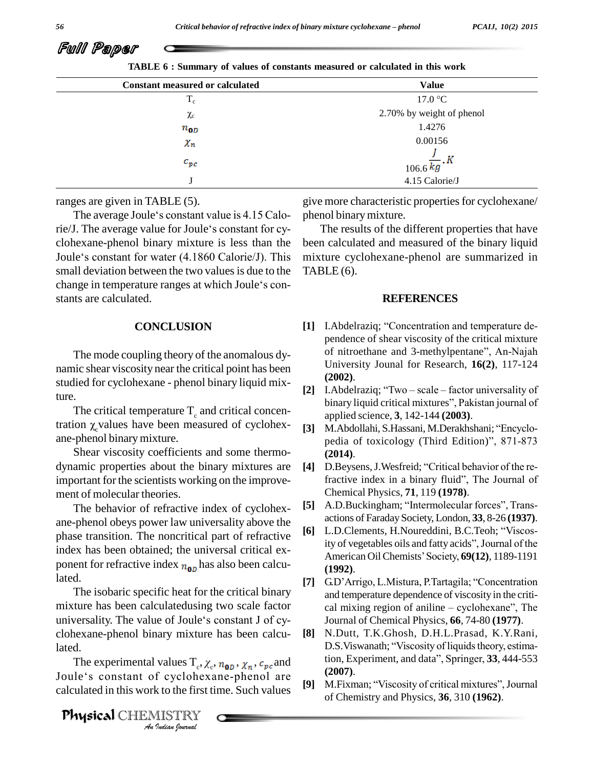TABLE 6 : Summary of values of constants measured or calculated in this work

| Constant measured or calculated | Value |
|---|---|
| $T_c$ | 17.0 °C |
| $\chi_c$ | 2.70% by weight of phenol |
| $n_{0D}$ | 1.4276 |
| $\chi_n$ | 0.00156 |
| $c_{pc}$ | $106.6 \frac{J}{kg}.K$ |
| J | 4.15 Calorie/J |

ranges are given in TABLE (5).

The average Joule's constant value is 4.15 Calorie/J. The average value for Joule's constant for cyclohexane-phenol binary mixture is less than the Joule's constant for water (4.1860 Calorie/J). This small deviation between the two values is due to the change in temperature ranges at which Joule's constants are calculated.

## CONCLUSION

The mode coupling theory of the anomalous dynamic shear viscosity near the critical point has been studied for cyclohexane - phenol binary liquid mixture.

The critical temperature $T_c$ and critical concentration $\chi_c$ values have been measured of cyclohexane-phenol binary mixture.

Shear viscosity coefficients and some thermodynamic properties about the binary mixtures are important for the scientists working on the improvement of molecular theories.

The behavior of refractive index of cyclohexane-phenol obeys power law universality above the phase transition. The noncritical part of refractive index has been obtained; the universal critical exponent for refractive index $n_{0D}$ has also been calculated.

The isobaric specific heat for the critical binary mixture has been calculatedusing two scale factor universality. The value of Joule's constant J of cyclohexane-phenol binary mixture has been calculated.

The experimental values $T_c$, $\chi_c$, $n_{0D}$, $\chi_n$, $c_{pc}$ and Joule's constant of cyclohexane-phenol are calculated in this work to the first time. Such values give more characteristic properties for cyclohexane/phenol binary mixture.

The results of the different properties that have been calculated and measured of the binary liquid mixture cyclohexane-phenol are summarized in TABLE (6).

## REFERENCES

[1] I.Abdelraziq; "Concentration and temperature dependence of shear viscosity of the critical mixture of nitroethane and 3-methylpentane", An-Najah University Jounal for Research, **16(2)**, 117-124 **(2002)**.

[2] I.Abdelraziq; "Two – scale – factor universality of binary liquid critical mixtures", Pakistan journal of applied science, **3**, 142-144 **(2003)**.

[3] M.Abdollahi, S.Hassani, M.Derakhshani; "Encyclopedia of toxicology (Third Edition)", 871-873 **(2014)**.

[4] D.Beysens, J.Wesfreid; "Critical behavior of the refractive index in a binary fluid", The Journal of Chemical Physics, **71**, 119 **(1978)**.

[5] A.D.Buckingham; "Intermolecular forces", Transactions of Faraday Society, London, **33**, 8-26 **(1937)**.

[6] L.D.Clements, H.Noureddini, B.C.Teoh; "Viscosity of vegetables oils and fatty acids", Journal of the American Oil Chemists' Society, **69(12)**, 1189-1191 **(1992)**.

[7] G.D'Arrigo, L.Mistura, P.Tartagila; "Concentration and temperature dependence of viscosity in the critical mixing region of aniline – cyclohexane", The Journal of Chemical Physics, **66**, 74-80 **(1977)**.

[8] N.Dutt, T.K.Ghosh, D.H.L.Prasad, K.Y.Rani, D.S.Viswanath; "Viscosity of liquids theory, estimation, Experiment, and data", Springer, **33**, 444-553 **(2007)**.

[9] M.Fixman; "Viscosity of critical mixtures", Journal of Chemistry and Physics, **36**, 310 **(1962)**.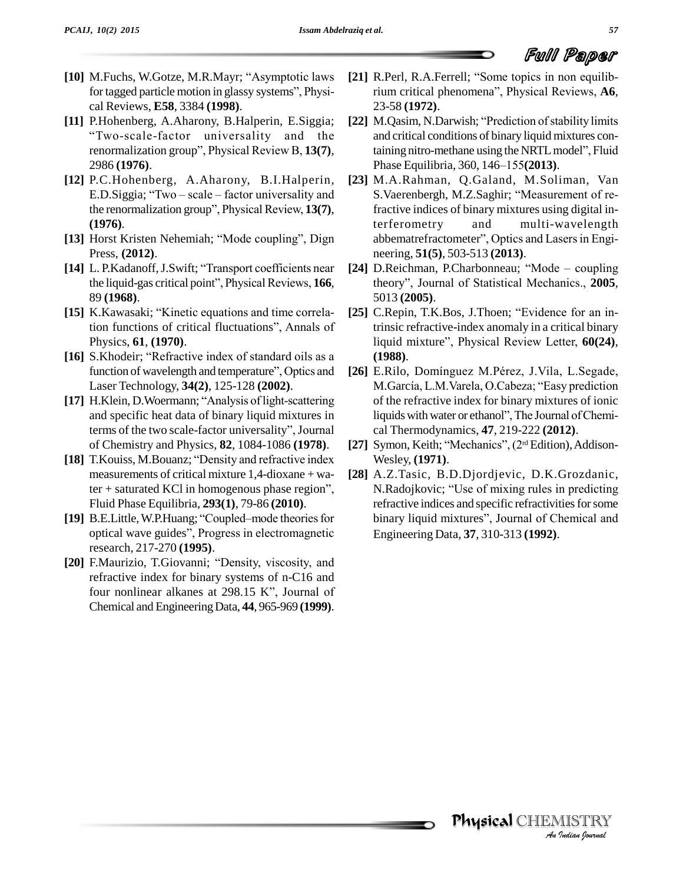**[10]** M.Fuchs, W.Gotze, M.R.Mayr; "Asymptotic laws for tagged particle motion in glassy systems", Physical Reviews, **E58**, 3384 **(1998)**.

**[11]** P.Hohenberg, A.Aharony, B.Halperin, E.Siggia; "Two-scale-factor universality and the renormalization group", Physical Review B, **13(7)**, 2986 **(1976)**.

**[12]** P.C.Hohenberg, A.Aharony, B.I.Halperin, E.D.Siggia; "Two – scale – factor universality and the renormalization group", Physical Review, **13(7)**, **(1976)**.

**[13]** Horst Kristen Nehemiah; "Mode coupling", Dign Press, **(2012)**.

**[14]** L. P.Kadanoff, J.Swift; "Transport coefficients near the liquid-gas critical point", Physical Reviews, **166**, 89 **(1968)**.

**[15]** K.Kawasaki; "Kinetic equations and time correlation functions of critical fluctuations", Annals of Physics, **61**, **(1970)**.

**[16]** S.Khodeir; "Refractive index of standard oils as a function of wavelength and temperature", Optics and Laser Technology, **34(2)**, 125-128 **(2002)**.

**[17]** H.Klein, D.Woermann; "Analysis of light-scattering and specific heat data of binary liquid mixtures in terms of the two scale-factor universality", Journal of Chemistry and Physics, **82**, 1084-1086 **(1978)**.

**[18]** T.Kouiss, M.Bouanz; "Density and refractive index measurements of critical mixture 1,4-dioxane + water + saturated KCl in homogenous phase region", Fluid Phase Equilibria, **293(1)**, 79-86 **(2010)**.

**[19]** B.E.Little, W.P.Huang; "Coupled–mode theories for optical wave guides", Progress in electromagnetic research, 217-270 **(1995)**.

**[20]** F.Maurizio, T.Giovanni; "Density, viscosity, and refractive index for binary systems of n-C16 and four nonlinear alkanes at 298.15 K", Journal of Chemical and Engineering Data, **44**, 965-969 **(1999)**.

**[21]** R.Perl, R.A.Ferrell; "Some topics in non equilibrium critical phenomena", Physical Reviews, **A6**, 23-58 **(1972)**.

**[22]** M.Qasim, N.Darwish; "Prediction of stability limits and critical conditions of binary liquid mixtures containing nitro-methane using the NRTL model", Fluid Phase Equilibria, 360, 146–155**(2013)**.

**[23]** M.A.Rahman, Q.Galand, M.Soliman, Van S.Vaerenbergh, M.Z.Saghir; "Measurement of refractive indices of binary mixtures using digital interferometry and multi-wavelength abbematrefractometer", Optics and Lasers in Engineering, **51(5)**, 503-513 **(2013)**.

**[24]** D.Reichman, P.Charbonneau; "Mode – coupling theory", Journal of Statistical Mechanics., **2005**, 5013 **(2005)**.

**[25]** C.Repin, T.K.Bos, J.Thoen; "Evidence for an intrinsic refractive-index anomaly in a critical binary liquid mixture", Physical Review Letter, **60(24)**, **(1988)**.

**[26]** E.Rilo, Domínguez M.Pérez, J.Vila, L.Segade, M.García, L.M.Varela, O.Cabeza; "Easy prediction of the refractive index for binary mixtures of ionic liquids with water or ethanol", The Journal of Chemical Thermodynamics, **47**, 219-222 **(2012)**.

**[27]** Symon, Keith; "Mechanics", (2nd Edition), Addison-Wesley, **(1971)**.

**[28]** A.Z.Tasic, B.D.Djordjevic, D.K.Grozdanic, N.Radojkovic; "Use of mixing rules in predicting refractive indices and specific refractivities for some binary liquid mixtures", Journal of Chemical and Engineering Data, **37**, 310-313 **(1992)**.